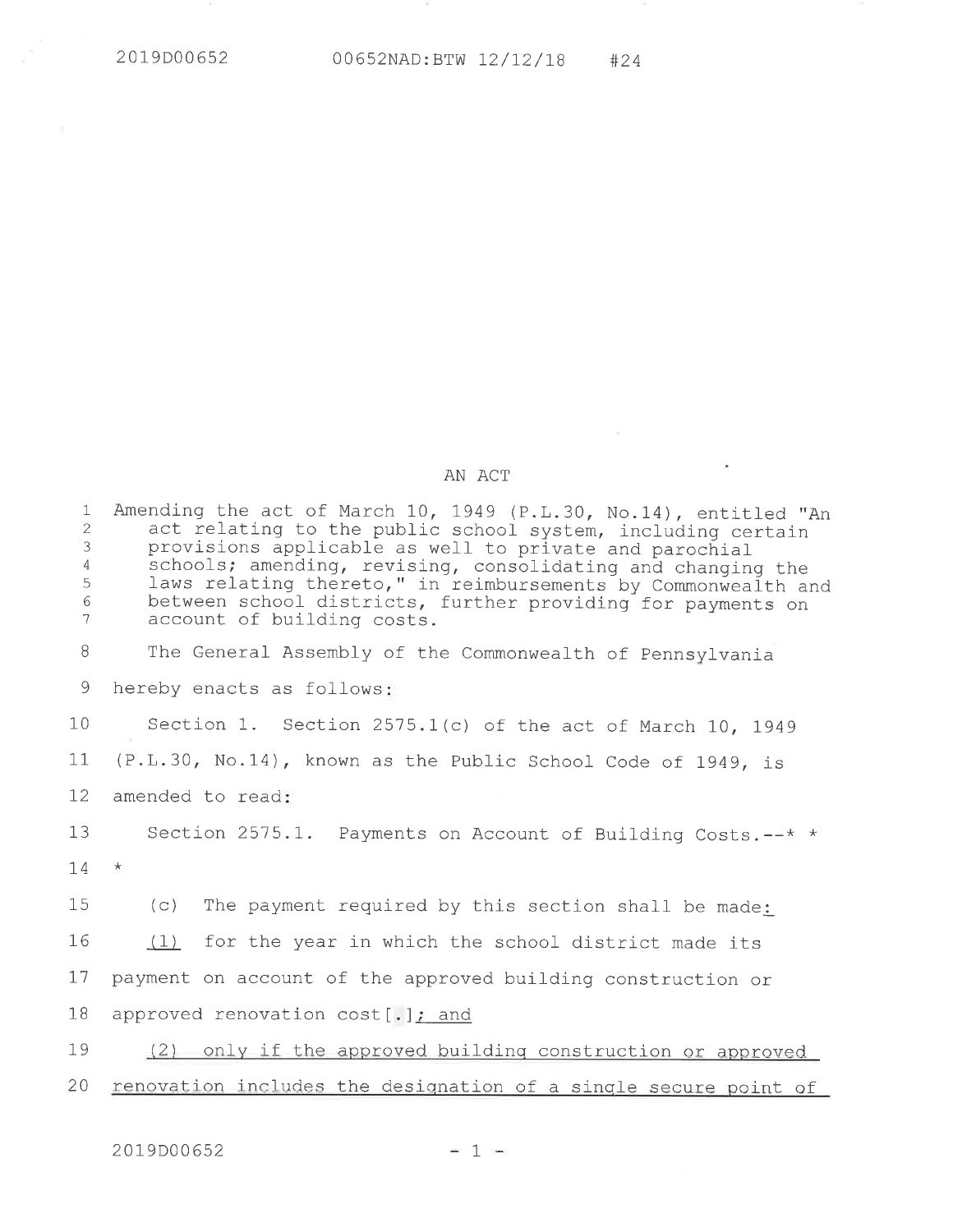2019D00652 00652NAD:BTW 12/12/18 #24

AN ACT

Amending the act of March 10, 1949 (P.L.30, No.14), entitled "An act relating to the public school system, including certain provisions applicable as well to private and parochial schools; amending, revising, consolidating and changing the laws relating thereto," in reimbursements by Commonwealth and between school districts, further providing for payments on account of building costs.

The General Assembly of the Commonwealth of Pennsylvania hereby enacts as follows:

Section 1. Section 2575.1(c) of the act of March 10, 1949 (P.L.30, No.14), known as the Public School Code of 1949, is amended to read:

Section 2575.1. Payments on Account of Building Costs.--* * *

(c) The payment required by this section shall be made<u>:</u>

<u>(1)</u> for the year in which the school district made its payment on account of the approved building construction or approved renovation cost[.]<u>; and</u>

<u>(2) only if the approved building construction or approved renovation includes the designation of a single secure point of</u>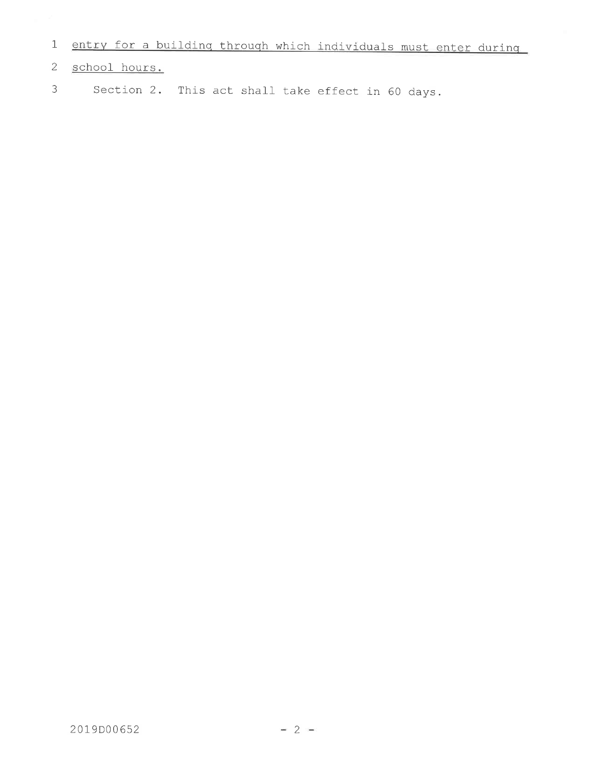1 entry for a building through which individuals must enter during

2 school hours.

3 Section 2. This act shall take effect in 60 days.

2019D00652